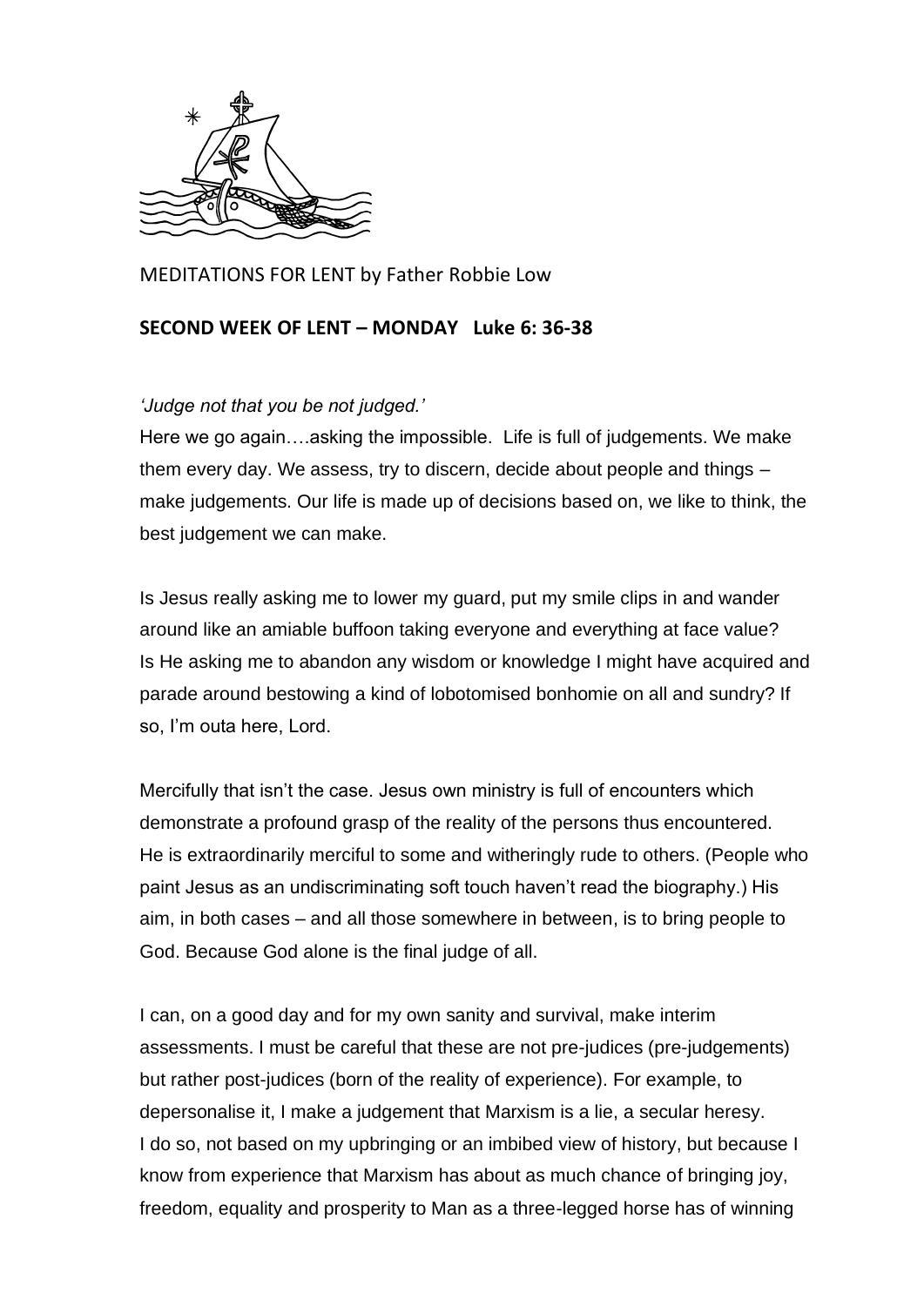MEDITATIONS FOR LENT by Father Robbie Low

**SECOND WEEK OF LENT – MONDAY Luke 6: 36-38**

*'Judge not that you be not judged.'*

Here we go again….asking the impossible. Life is full of judgements. We make them every day. We assess, try to discern, decide about people and things – make judgements. Our life is made up of decisions based on, we like to think, the best judgement we can make.

Is Jesus really asking me to lower my guard, put my smile clips in and wander around like an amiable buffoon taking everyone and everything at face value? Is He asking me to abandon any wisdom or knowledge I might have acquired and parade around bestowing a kind of lobotomised bonhomie on all and sundry? If so, I'm outa here, Lord.

Mercifully that isn't the case. Jesus own ministry is full of encounters which demonstrate a profound grasp of the reality of the persons thus encountered. He is extraordinarily merciful to some and witheringly rude to others. (People who paint Jesus as an undiscriminating soft touch haven't read the biography.) His aim, in both cases – and all those somewhere in between, is to bring people to God. Because God alone is the final judge of all.

I can, on a good day and for my own sanity and survival, make interim assessments. I must be careful that these are not pre-judices (pre-judgements) but rather post-judices (born of the reality of experience). For example, to depersonalise it, I make a judgement that Marxism is a lie, a secular heresy. I do so, not based on my upbringing or an imbibed view of history, but because I know from experience that Marxism has about as much chance of bringing joy, freedom, equality and prosperity to Man as a three-legged horse has of winning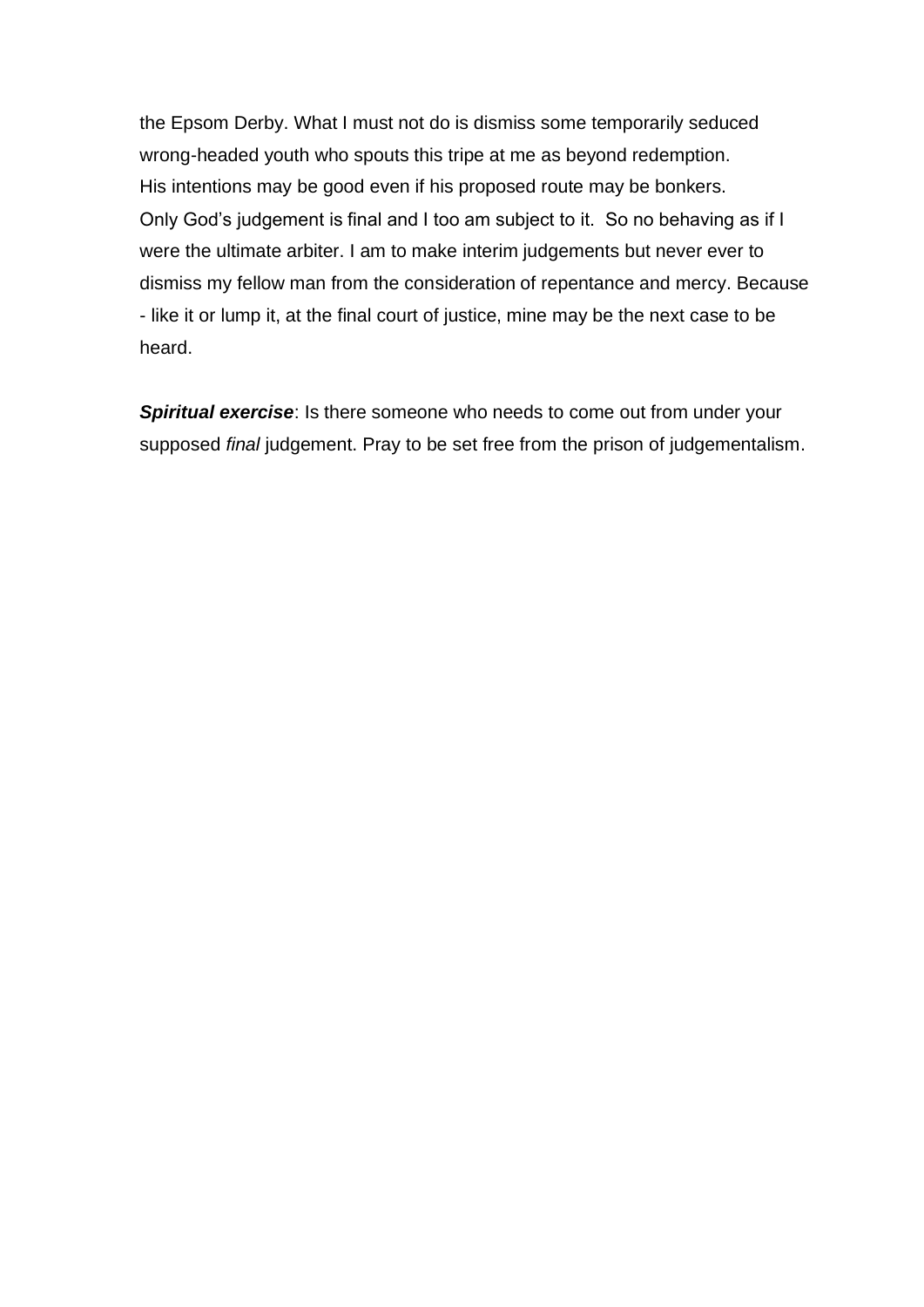the Epsom Derby. What I must not do is dismiss some temporarily seduced wrong-headed youth who spouts this tripe at me as beyond redemption. His intentions may be good even if his proposed route may be bonkers. Only God's judgement is final and I too am subject to it. So no behaving as if I were the ultimate arbiter. I am to make interim judgements but never ever to dismiss my fellow man from the consideration of repentance and mercy. Because - like it or lump it, at the final court of justice, mine may be the next case to be heard.

***Spiritual exercise***: Is there someone who needs to come out from under your supposed *final* judgement. Pray to be set free from the prison of judgementalism.